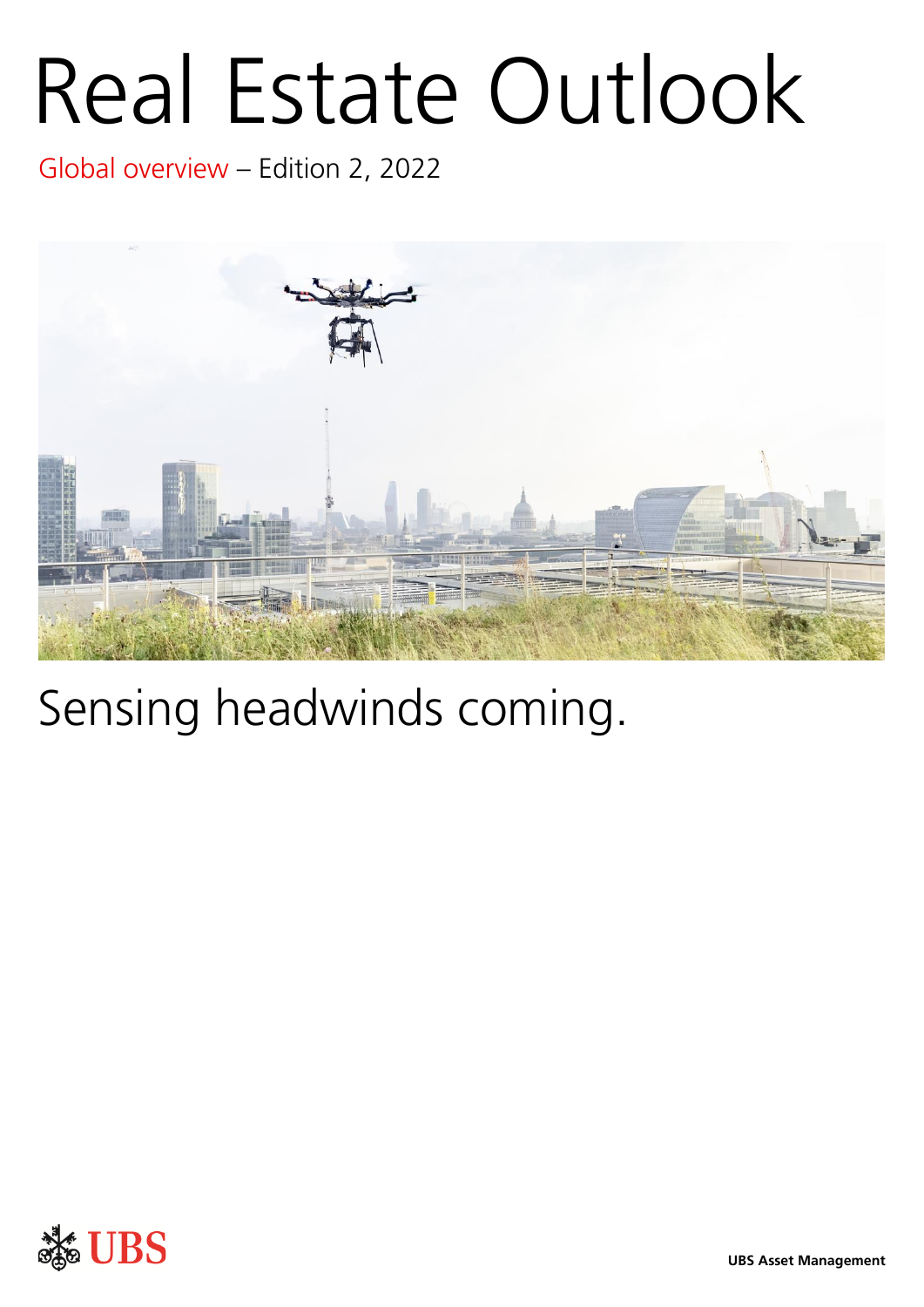# Real Estate Outlook

Global overview – Edition 2, 2022

## Sensing headwinds coming.

UBS

UBS Asset Management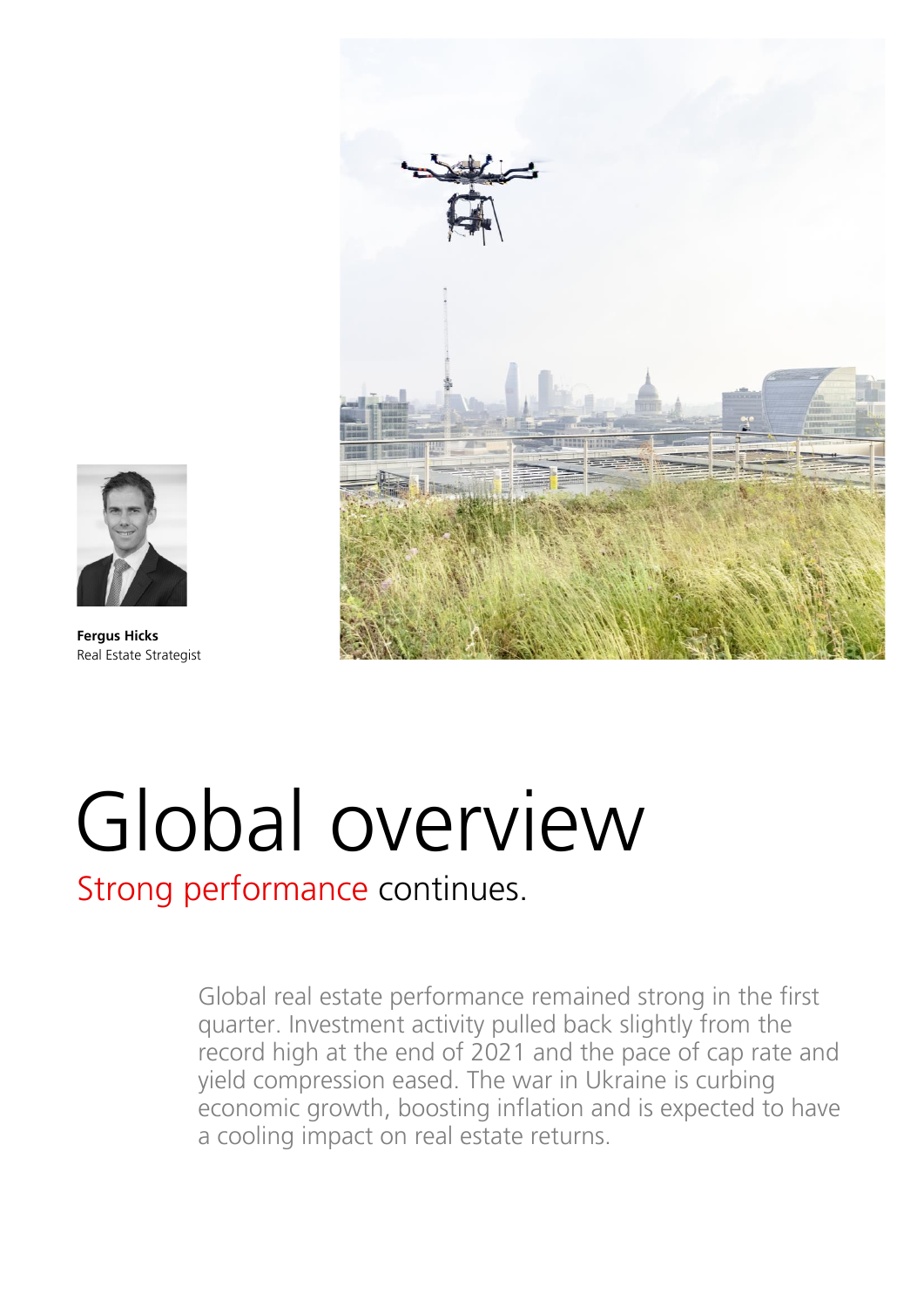**Fergus Hicks**
Real Estate Strategist

# Global overview

## Strong performance continues.

Global real estate performance remained strong in the first quarter. Investment activity pulled back slightly from the record high at the end of 2021 and the pace of cap rate and yield compression eased. The war in Ukraine is curbing economic growth, boosting inflation and is expected to have a cooling impact on real estate returns.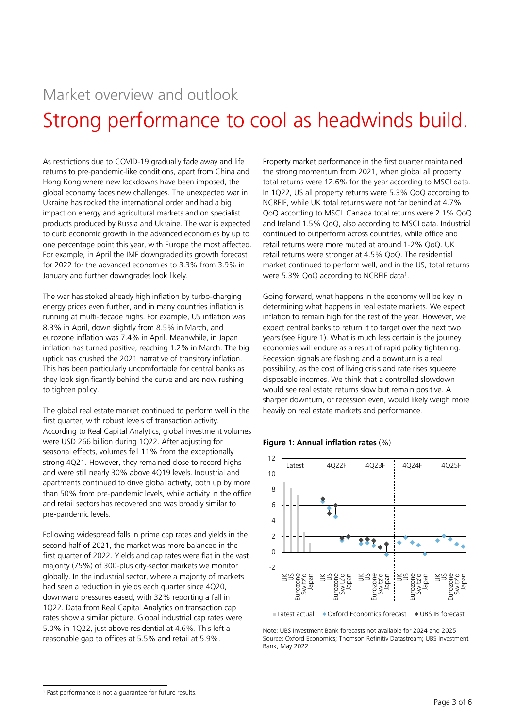Market overview and outlook

# Strong performance to cool as headwinds build.

As restrictions due to COVID-19 gradually fade away and life returns to pre-pandemic-like conditions, apart from China and Hong Kong where new lockdowns have been imposed, the global economy faces new challenges. The unexpected war in Ukraine has rocked the international order and had a big impact on energy and agricultural markets and on specialist products produced by Russia and Ukraine. The war is expected to curb economic growth in the advanced economies by up to one percentage point this year, with Europe the most affected. For example, in April the IMF downgraded its growth forecast for 2022 for the advanced economies to 3.3% from 3.9% in January and further downgrades look likely.

The war has stoked already high inflation by turbo-charging energy prices even further, and in many countries inflation is running at multi-decade highs. For example, US inflation was 8.3% in April, down slightly from 8.5% in March, and eurozone inflation was 7.4% in April. Meanwhile, in Japan inflation has turned positive, reaching 1.2% in March. The big uptick has crushed the 2021 narrative of transitory inflation. This has been particularly uncomfortable for central banks as they look significantly behind the curve and are now rushing to tighten policy.

The global real estate market continued to perform well in the first quarter, with robust levels of transaction activity. According to Real Capital Analytics, global investment volumes were USD 266 billion during 1Q22. After adjusting for seasonal effects, volumes fell 11% from the exceptionally strong 4Q21. However, they remained close to record highs and were still nearly 30% above 4Q19 levels. Industrial and apartments continued to drive global activity, both up by more than 50% from pre-pandemic levels, while activity in the office and retail sectors has recovered and was broadly similar to pre-pandemic levels.

Following widespread falls in prime cap rates and yields in the second half of 2021, the market was more balanced in the first quarter of 2022. Yields and cap rates were flat in the vast majority (75%) of 300-plus city-sector markets we monitor globally. In the industrial sector, where a majority of markets had seen a reduction in yields each quarter since 4Q20, downward pressures eased, with 32% reporting a fall in 1Q22. Data from Real Capital Analytics on transaction cap rates show a similar picture. Global industrial cap rates were 5.0% in 1Q22, just above residential at 4.6%. This left a reasonable gap to offices at 5.5% and retail at 5.9%.

Property market performance in the first quarter maintained the strong momentum from 2021, when global all property total returns were 12.6% for the year according to MSCI data. In 1Q22, US all property returns were 5.3% QoQ according to NCREIF, while UK total returns were not far behind at 4.7% QoQ according to MSCI. Canada total returns were 2.1% QoQ and Ireland 1.5% QoQ, also according to MSCI data. Industrial continued to outperform across countries, while office and retail returns were more muted at around 1-2% QoQ. UK retail returns were stronger at 4.5% QoQ. The residential market continued to perform well, and in the US, total returns were 5.3% QoQ according to NCREIF data[1].

Going forward, what happens in the economy will be key in determining what happens in real estate markets. We expect inflation to remain high for the rest of the year. However, we expect central banks to return it to target over the next two years (see Figure 1). What is much less certain is the journey economies will endure as a result of rapid policy tightening. Recession signals are flashing and a downturn is a real possibility, as the cost of living crisis and rate rises squeeze disposable incomes. We think that a controlled slowdown would see real estate returns slow but remain positive. A sharper downturn, or recession even, would likely weigh more heavily on real estate markets and performance.

**Figure 1: Annual inflation rates** (%)

Note: UBS Investment Bank forecasts not available for 2024 and 2025
Source: Oxford Economics; Thomson Refinitiv Datastream; UBS Investment Bank, May 2022

[1] Past performance is not a guarantee for future results.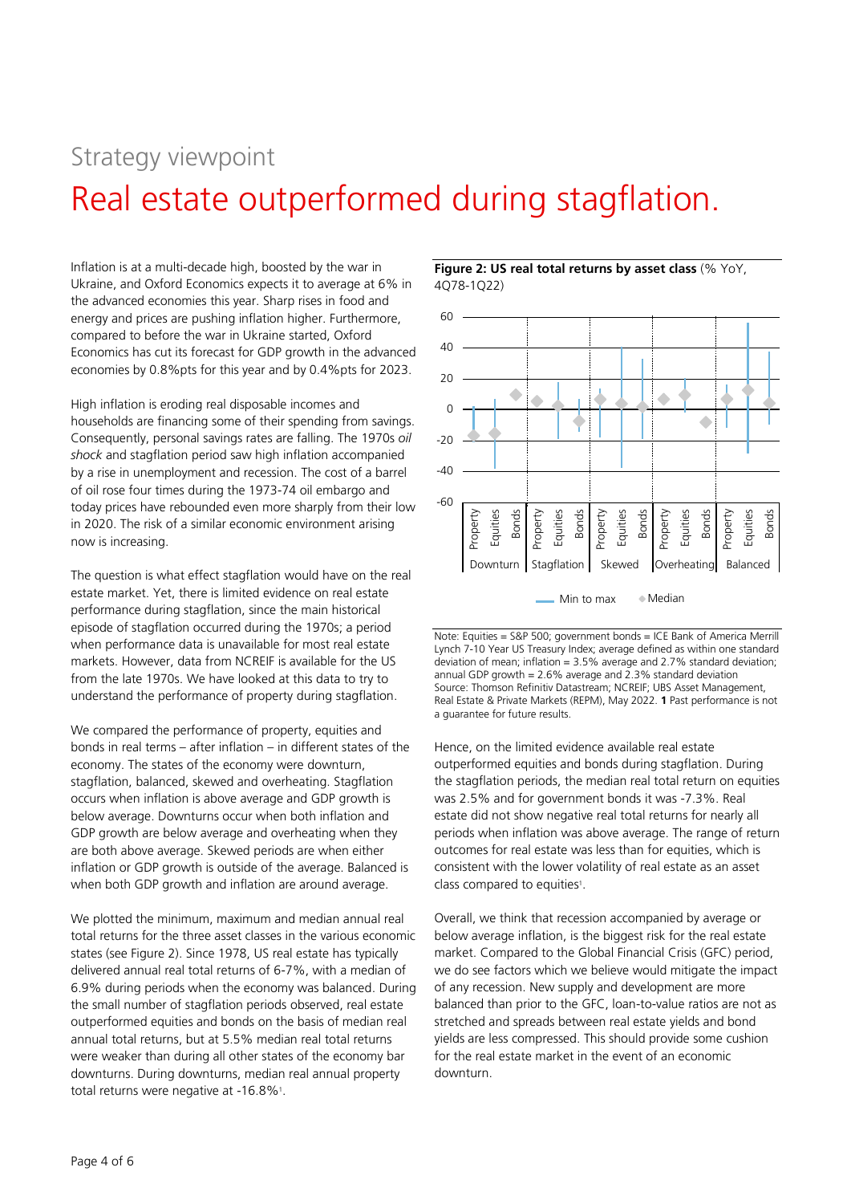Strategy viewpoint

# Real estate outperformed during stagflation.

Inflation is at a multi-decade high, boosted by the war in Ukraine, and Oxford Economics expects it to average at 6% in the advanced economies this year. Sharp rises in food and energy and prices are pushing inflation higher. Furthermore, compared to before the war in Ukraine started, Oxford Economics has cut its forecast for GDP growth in the advanced economies by 0.8%pts for this year and by 0.4%pts for 2023.

High inflation is eroding real disposable incomes and households are financing some of their spending from savings. Consequently, personal savings rates are falling. The 1970s *oil shock* and stagflation period saw high inflation accompanied by a rise in unemployment and recession. The cost of a barrel of oil rose four times during the 1973-74 oil embargo and today prices have rebounded even more sharply from their low in 2020. The risk of a similar economic environment arising now is increasing.

The question is what effect stagflation would have on the real estate market. Yet, there is limited evidence on real estate performance during stagflation, since the main historical episode of stagflation occurred during the 1970s; a period when performance data is unavailable for most real estate markets. However, data from NCREIF is available for the US from the late 1970s. We have looked at this data to try to understand the performance of property during stagflation.

We compared the performance of property, equities and bonds in real terms – after inflation – in different states of the economy. The states of the economy were downturn, stagflation, balanced, skewed and overheating. Stagflation occurs when inflation is above average and GDP growth is below average. Downturns occur when both inflation and GDP growth are below average and overheating when they are both above average. Skewed periods are when either inflation or GDP growth is outside of the average. Balanced is when both GDP growth and inflation are around average.

We plotted the minimum, maximum and median annual real total returns for the three asset classes in the various economic states (see Figure 2). Since 1978, US real estate has typically delivered annual real total returns of 6-7%, with a median of 6.9% during periods when the economy was balanced. During the small number of stagflation periods observed, real estate outperformed equities and bonds on the basis of median real annual total returns, but at 5.5% median real total returns were weaker than during all other states of the economy bar downturns. During downturns, median real annual property total returns were negative at -16.8%[1].

**Figure 2: US real total returns by asset class** (% YoY, 4Q78-1Q22)

Note: Equities = S&P 500; government bonds = ICE Bank of America Merrill Lynch 7-10 Year US Treasury Index; average defined as within one standard deviation of mean; inflation = 3.5% average and 2.7% standard deviation; annual GDP growth = 2.6% average and 2.3% standard deviation
Source: Thomson Refinitiv Datastream; NCREIF; UBS Asset Management, Real Estate & Private Markets (REPM), May 2022. **1** Past performance is not a guarantee for future results.

Hence, on the limited evidence available real estate outperformed equities and bonds during stagflation. During the stagflation periods, the median real total return on equities was 2.5% and for government bonds it was -7.3%. Real estate did not show negative real total returns for nearly all periods when inflation was above average. The range of return outcomes for real estate was less than for equities, which is consistent with the lower volatility of real estate as an asset class compared to equities[1].

Overall, we think that recession accompanied by average or below average inflation, is the biggest risk for the real estate market. Compared to the Global Financial Crisis (GFC) period, we do see factors which we believe would mitigate the impact of any recession. New supply and development are more balanced than prior to the GFC, loan-to-value ratios are not as stretched and spreads between real estate yields and bond yields are less compressed. This should provide some cushion for the real estate market in the event of an economic downturn.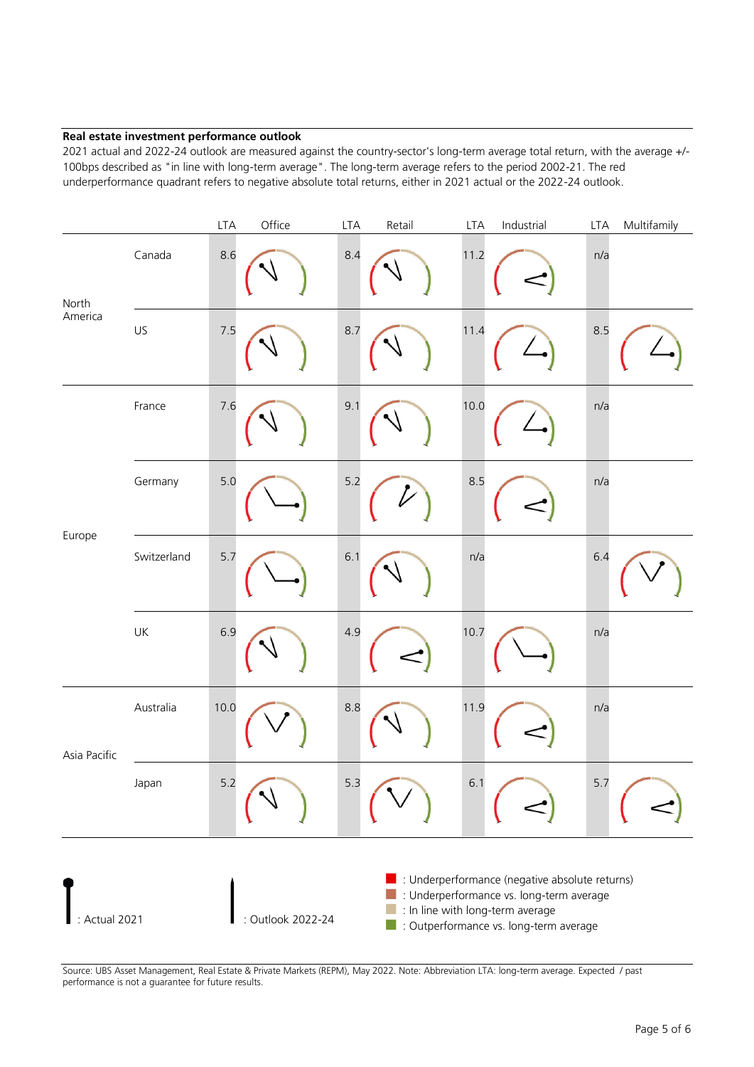**Real estate investment performance outlook**

2021 actual and 2022-24 outlook are measured against the country-sector's long-term average total return, with the average +/- 100bps described as "in line with long-term average". The long-term average refers to the period 2002-21. The red underperformance quadrant refers to negative absolute total returns, either in 2021 actual or the 2022-24 outlook.

| | | LTA | Office | LTA | Retail | LTA | Industrial | LTA | Multifamily |
|---|---|---|---|---|---|---|---|---|---|
| North America | Canada | 8.6 | | 8.4 | | 11.2 | | n/a | |
| | US | 7.5 | | 8.7 | | 11.4 | | 8.5 | |
| Europe | France | 7.6 | | 9.1 | | 10.0 | | n/a | |
| | Germany | 5.0 | | 5.2 | | 8.5 | | n/a | |
| | Switzerland | 5.7 | | 6.1 | | n/a | | 6.4 | |
| | UK | 6.9 | | 4.9 | | 10.7 | | n/a | |
| Asia Pacific | Australia | 10.0 | | 8.8 | | 11.9 | | n/a | |
| | Japan | 5.2 | | 5.3 | | 6.1 | | 5.7 | |

: Actual 2021

: Outlook 2022-24

- : Underperformance (negative absolute returns)
- : Underperformance vs. long-term average
- : In line with long-term average
- : Outperformance vs. long-term average

Source: UBS Asset Management, Real Estate & Private Markets (REPM), May 2022. Note: Abbreviation LTA: long-term average. Expected / past performance is not a guarantee for future results.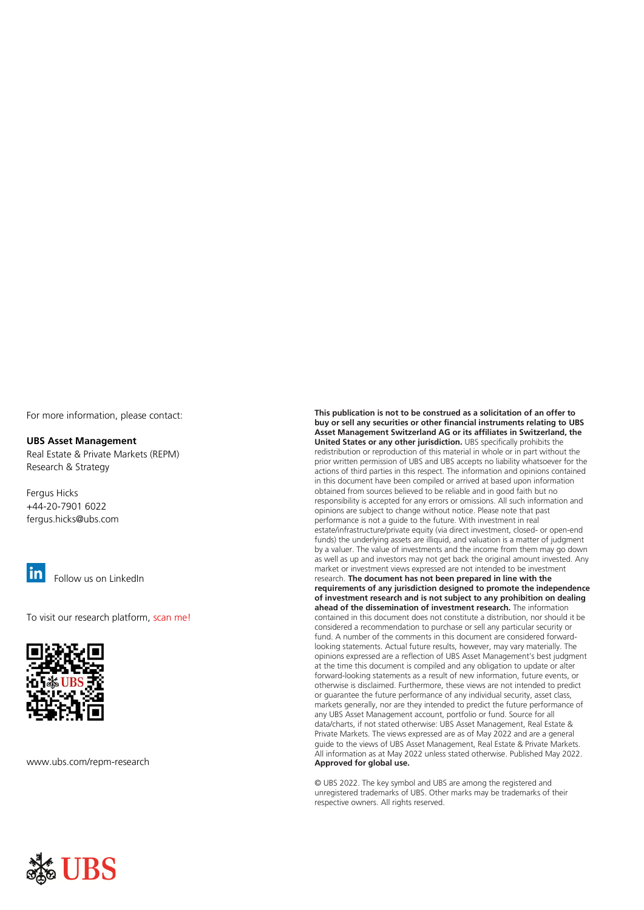For more information, please contact:

**UBS Asset Management**
Real Estate & Private Markets (REPM)
Research & Strategy

Fergus Hicks
+44-20-7901 6022
fergus.hicks@ubs.com

Follow us on LinkedIn

To visit our research platform, scan me!

www.ubs.com/repm-research

**This publication is not to be construed as a solicitation of an offer to buy or sell any securities or other financial instruments relating to UBS Asset Management Switzerland AG or its affiliates in Switzerland, the United States or any other jurisdiction.** UBS specifically prohibits the redistribution or reproduction of this material in whole or in part without the prior written permission of UBS and UBS accepts no liability whatsoever for the actions of third parties in this respect. The information and opinions contained in this document have been compiled or arrived at based upon information obtained from sources believed to be reliable and in good faith but no responsibility is accepted for any errors or omissions. All such information and opinions are subject to change without notice. Please note that past performance is not a guide to the future. With investment in real estate/infrastructure/private equity (via direct investment, closed- or open-end funds) the underlying assets are illiquid, and valuation is a matter of judgment by a valuer. The value of investments and the income from them may go down as well as up and investors may not get back the original amount invested. Any market or investment views expressed are not intended to be investment research. **The document has not been prepared in line with the requirements of any jurisdiction designed to promote the independence of investment research and is not subject to any prohibition on dealing ahead of the dissemination of investment research.** The information contained in this document does not constitute a distribution, nor should it be considered a recommendation to purchase or sell any particular security or fund. A number of the comments in this document are considered forward-looking statements. Actual future results, however, may vary materially. The opinions expressed are a reflection of UBS Asset Management's best judgment at the time this document is compiled and any obligation to update or alter forward-looking statements as a result of new information, future events, or otherwise is disclaimed. Furthermore, these views are not intended to predict or guarantee the future performance of any individual security, asset class, markets generally, nor are they intended to predict the future performance of any UBS Asset Management account, portfolio or fund. Source for all data/charts, if not stated otherwise: UBS Asset Management, Real Estate & Private Markets. The views expressed are as of May 2022 and are a general guide to the views of UBS Asset Management, Real Estate & Private Markets. All information as at May 2022 unless stated otherwise. Published May 2022. **Approved for global use.**

© UBS 2022. The key symbol and UBS are among the registered and unregistered trademarks of UBS. Other marks may be trademarks of their respective owners. All rights reserved.